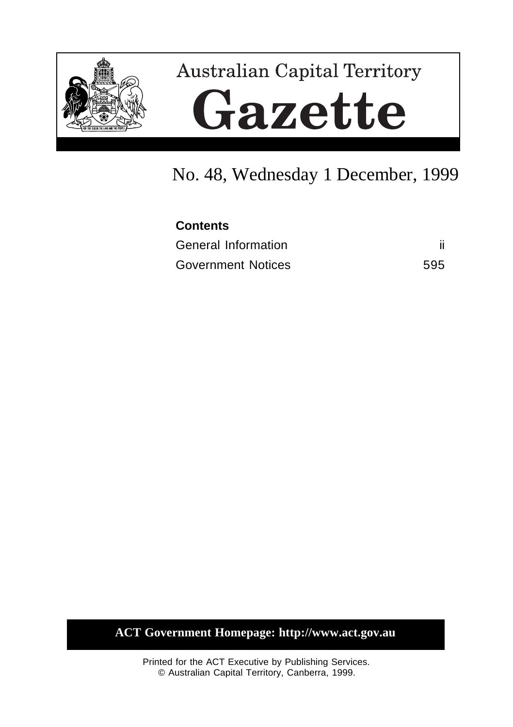# Australian Capital Territory Gazette

No. 48, Wednesday 1 December, 1999

**Contents**

| | |
|---|---|
| General Information | ii |
| Government Notices | 595 |

**ACT Government Homepage: http://www.act.gov.au**

Printed for the ACT Executive by Publishing Services.
© Australian Capital Territory, Canberra, 1999.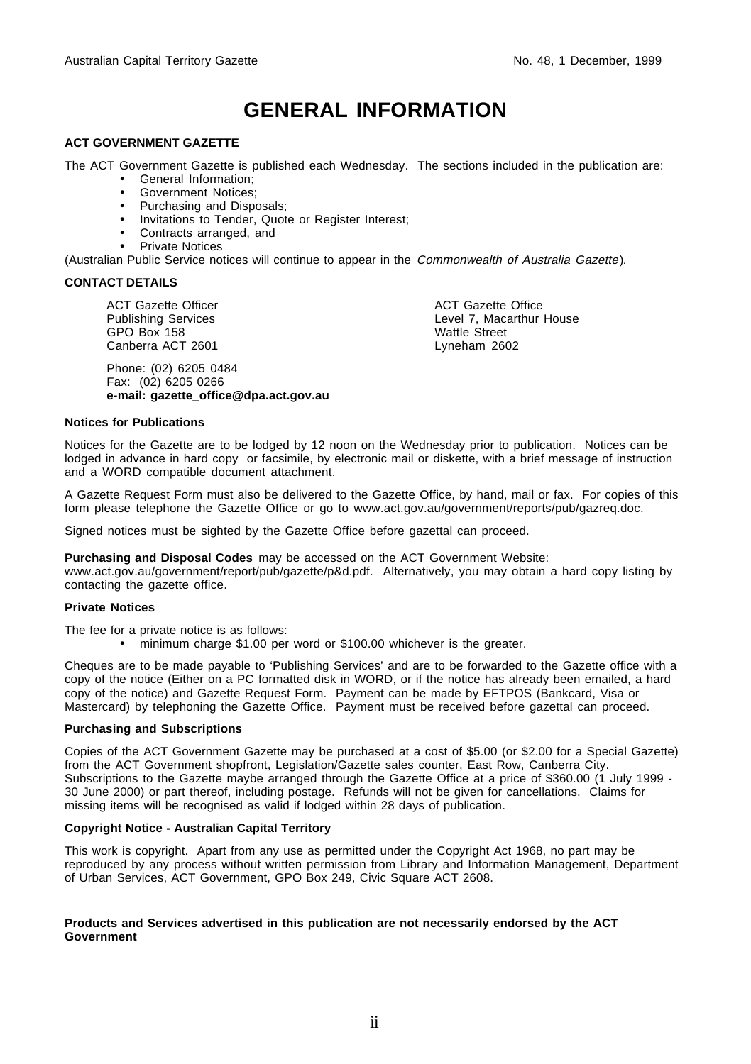# GENERAL INFORMATION

**ACT GOVERNMENT GAZETTE**

The ACT Government Gazette is published each Wednesday. The sections included in the publication are:

- General Information;
- Government Notices;
- Purchasing and Disposals;
- Invitations to Tender, Quote or Register Interest;
- Contracts arranged, and
- Private Notices

(Australian Public Service notices will continue to appear in the *Commonwealth of Australia Gazette*).

**CONTACT DETAILS**

ACT Gazette Officer
Publishing Services
GPO Box 158
Canberra ACT 2601

ACT Gazette Office
Level 7, Macarthur House
Wattle Street
Lyneham 2602

Phone: (02) 6205 0484
Fax: (02) 6205 0266
**e-mail: gazette_office@dpa.act.gov.au**

**Notices for Publications**

Notices for the Gazette are to be lodged by 12 noon on the Wednesday prior to publication. Notices can be lodged in advance in hard copy or facsimile, by electronic mail or diskette, with a brief message of instruction and a WORD compatible document attachment.

A Gazette Request Form must also be delivered to the Gazette Office, by hand, mail or fax. For copies of this form please telephone the Gazette Office or go to www.act.gov.au/government/reports/pub/gazreq.doc.

Signed notices must be sighted by the Gazette Office before gazettal can proceed.

**Purchasing and Disposal Codes** may be accessed on the ACT Government Website: www.act.gov.au/government/report/pub/gazette/p&d.pdf. Alternatively, you may obtain a hard copy listing by contacting the gazette office.

**Private Notices**

The fee for a private notice is as follows:

- minimum charge $1.00 per word or $100.00 whichever is the greater.

Cheques are to be made payable to 'Publishing Services' and are to be forwarded to the Gazette office with a copy of the notice (Either on a PC formatted disk in WORD, or if the notice has already been emailed, a hard copy of the notice) and Gazette Request Form. Payment can be made by EFTPOS (Bankcard, Visa or Mastercard) by telephoning the Gazette Office. Payment must be received before gazettal can proceed.

**Purchasing and Subscriptions**

Copies of the ACT Government Gazette may be purchased at a cost of $5.00 (or $2.00 for a Special Gazette) from the ACT Government shopfront, Legislation/Gazette sales counter, East Row, Canberra City. Subscriptions to the Gazette maybe arranged through the Gazette Office at a price of $360.00 (1 July 1999 - 30 June 2000) or part thereof, including postage. Refunds will not be given for cancellations. Claims for missing items will be recognised as valid if lodged within 28 days of publication.

**Copyright Notice - Australian Capital Territory**

This work is copyright. Apart from any use as permitted under the Copyright Act 1968, no part may be reproduced by any process without written permission from Library and Information Management, Department of Urban Services, ACT Government, GPO Box 249, Civic Square ACT 2608.

**Products and Services advertised in this publication are not necessarily endorsed by the ACT Government**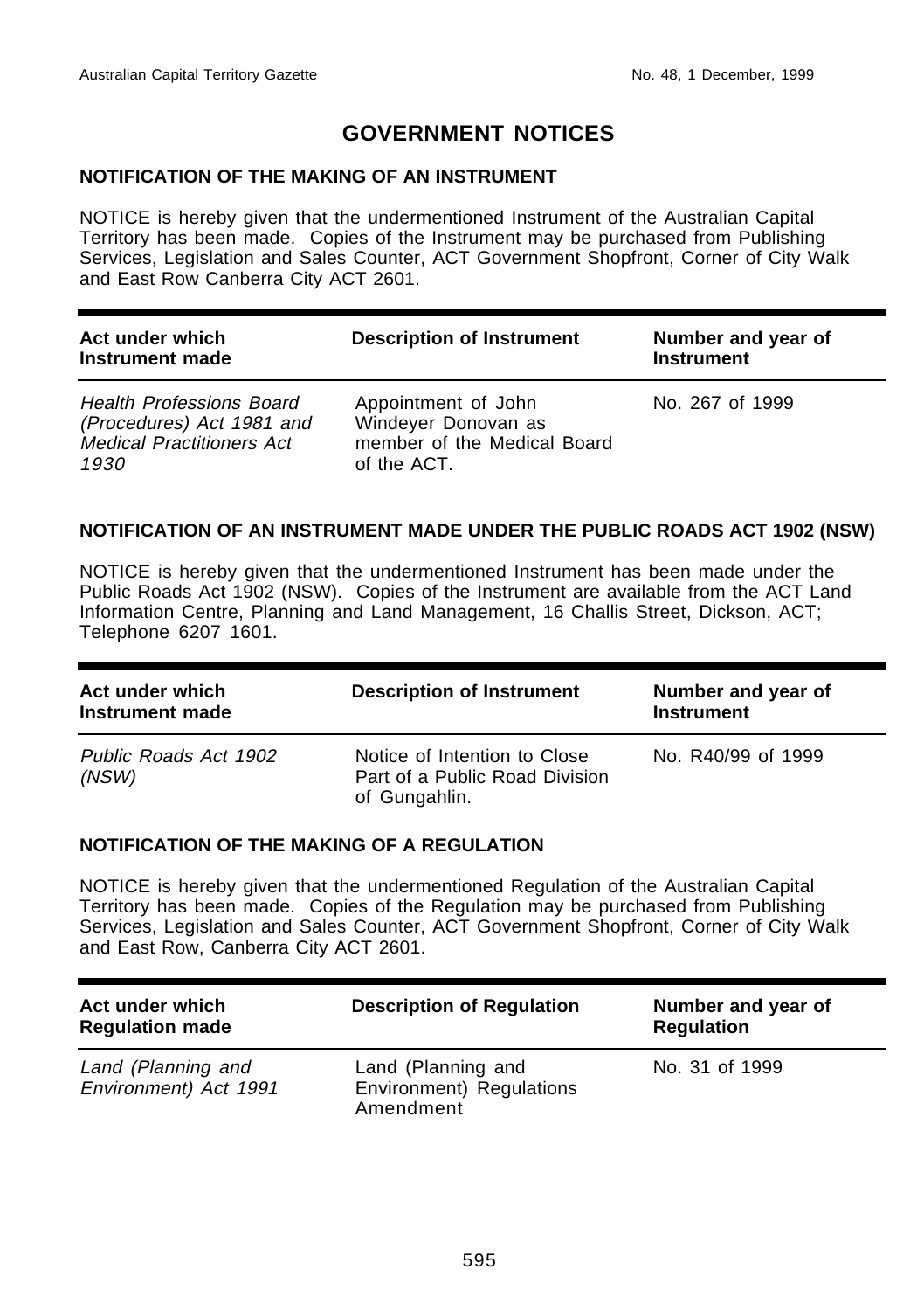# GOVERNMENT NOTICES

## NOTIFICATION OF THE MAKING OF AN INSTRUMENT

NOTICE is hereby given that the undermentioned Instrument of the Australian Capital Territory has been made. Copies of the Instrument may be purchased from Publishing Services, Legislation and Sales Counter, ACT Government Shopfront, Corner of City Walk and East Row Canberra City ACT 2601.

| Act under which Instrument made | Description of Instrument | Number and year of Instrument |
|---|---|---|
| *Health Professions Board (Procedures) Act 1981 and Medical Practitioners Act 1930* | Appointment of John Windeyer Donovan as member of the Medical Board of the ACT. | No. 267 of 1999 |

## NOTIFICATION OF AN INSTRUMENT MADE UNDER THE PUBLIC ROADS ACT 1902 (NSW)

NOTICE is hereby given that the undermentioned Instrument has been made under the Public Roads Act 1902 (NSW). Copies of the Instrument are available from the ACT Land Information Centre, Planning and Land Management, 16 Challis Street, Dickson, ACT; Telephone 6207 1601.

| Act under which Instrument made | Description of Instrument | Number and year of Instrument |
|---|---|---|
| *Public Roads Act 1902 (NSW)* | Notice of Intention to Close Part of a Public Road Division of Gungahlin. | No. R40/99 of 1999 |

## NOTIFICATION OF THE MAKING OF A REGULATION

NOTICE is hereby given that the undermentioned Regulation of the Australian Capital Territory has been made. Copies of the Regulation may be purchased from Publishing Services, Legislation and Sales Counter, ACT Government Shopfront, Corner of City Walk and East Row, Canberra City ACT 2601.

| Act under which Regulation made | Description of Regulation | Number and year of Regulation |
|---|---|---|
| *Land (Planning and Environment) Act 1991* | Land (Planning and Environment) Regulations Amendment | No. 31 of 1999 |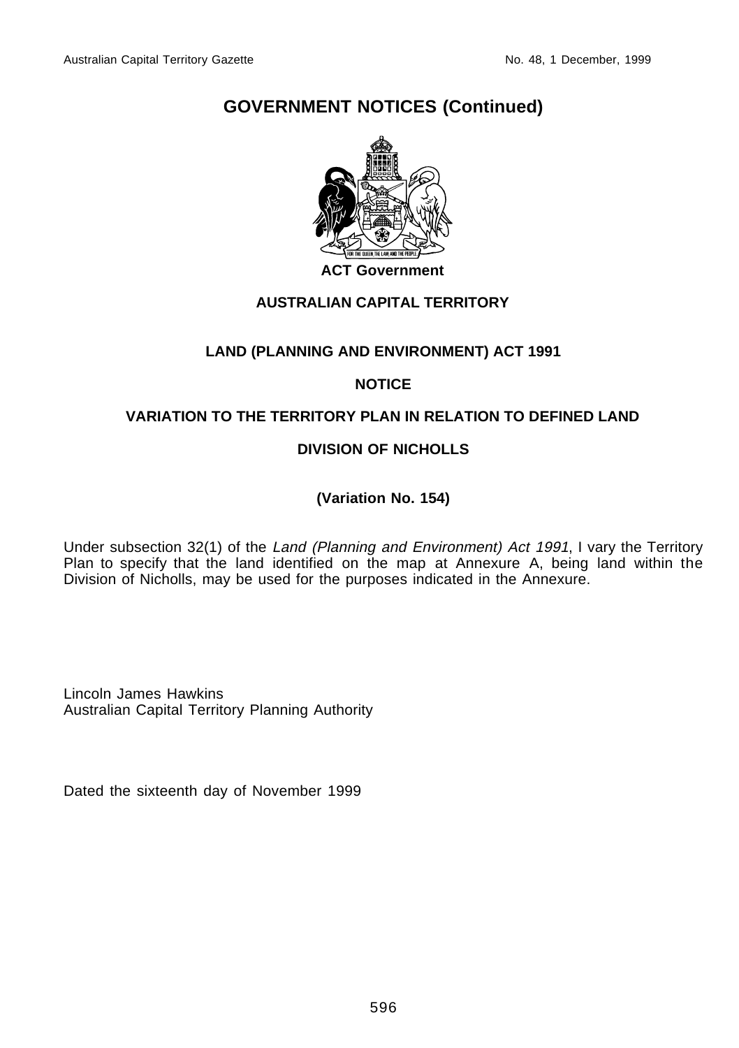# GOVERNMENT NOTICES (Continued)

**ACT Government**

**AUSTRALIAN CAPITAL TERRITORY**

**LAND (PLANNING AND ENVIRONMENT) ACT 1991**

**NOTICE**

**VARIATION TO THE TERRITORY PLAN IN RELATION TO DEFINED LAND**

**DIVISION OF NICHOLLS**

**(Variation No. 154)**

Under subsection 32(1) of the *Land (Planning and Environment) Act 1991*, I vary the Territory Plan to specify that the land identified on the map at Annexure A, being land within the Division of Nicholls, may be used for the purposes indicated in the Annexure.

Lincoln James Hawkins
Australian Capital Territory Planning Authority

Dated the sixteenth day of November 1999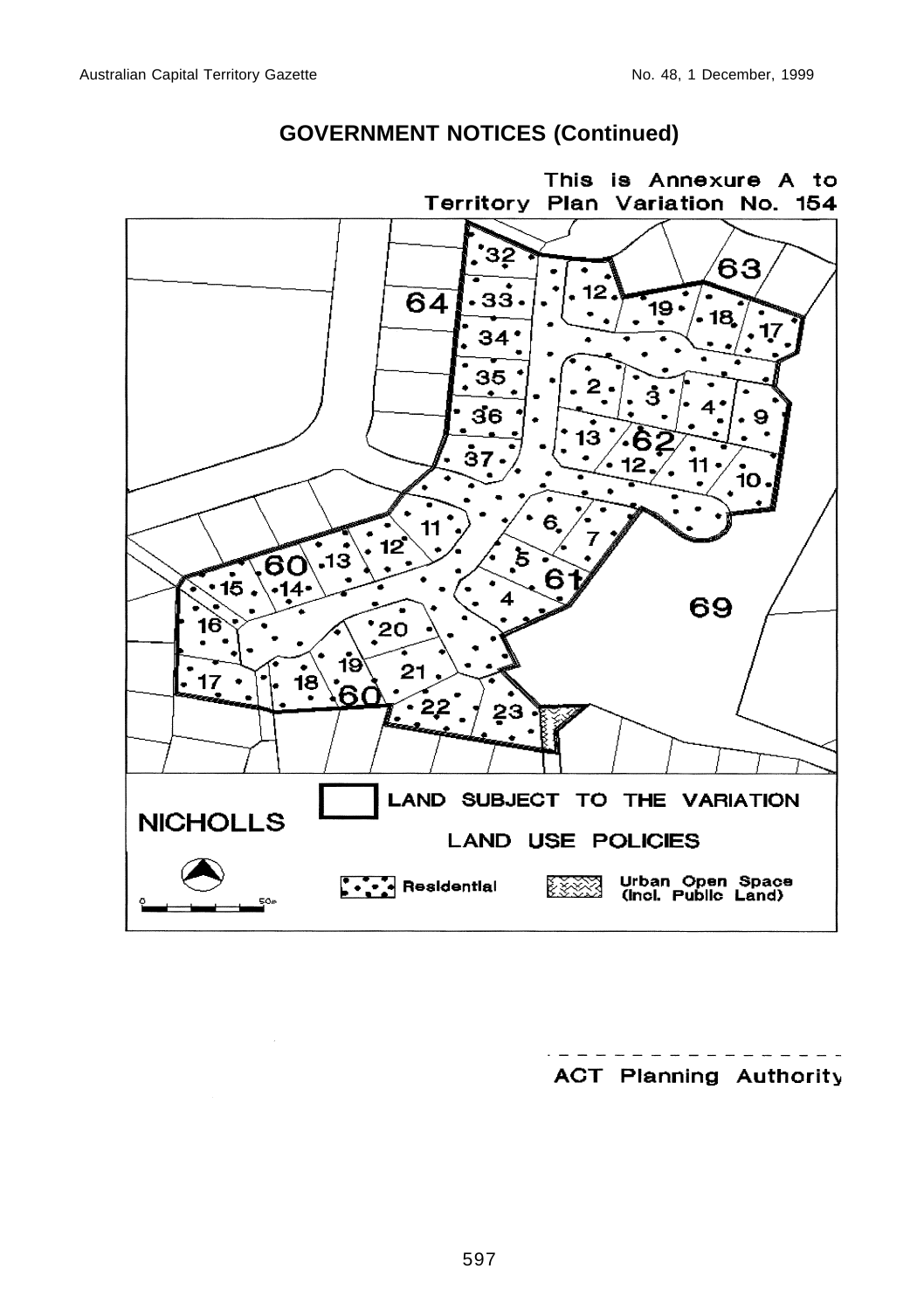## GOVERNMENT NOTICES (Continued)

This is Annexure A to Territory Plan Variation No. 154

NICHOLLS

LAND SUBJECT TO THE VARIATION

LAND USE POLICIES

Residential

Urban Open Space (Incl. Public Land)

ACT Planning Authority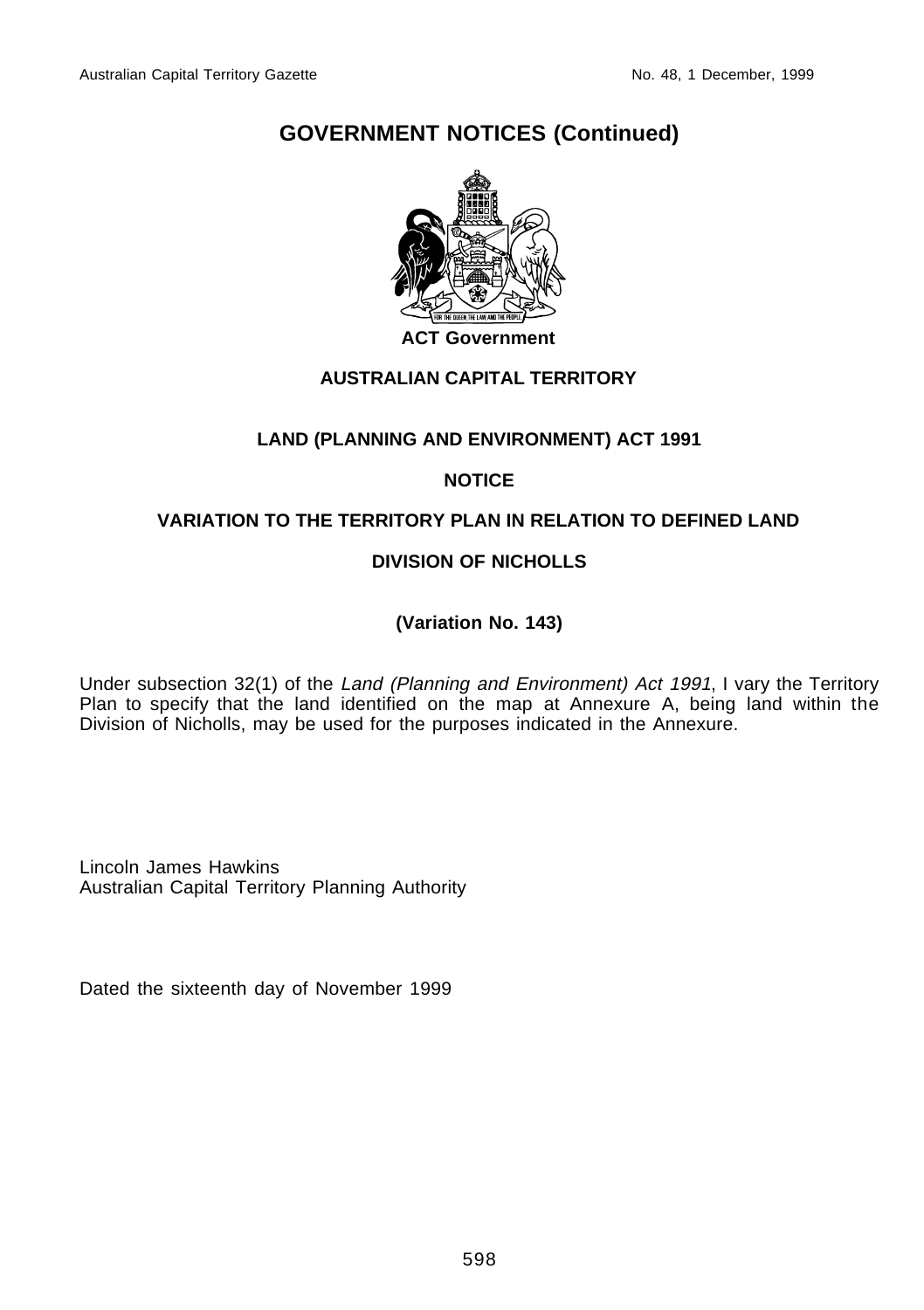# GOVERNMENT NOTICES (Continued)

**ACT Government**

**AUSTRALIAN CAPITAL TERRITORY**

**LAND (PLANNING AND ENVIRONMENT) ACT 1991**

**NOTICE**

**VARIATION TO THE TERRITORY PLAN IN RELATION TO DEFINED LAND**

**DIVISION OF NICHOLLS**

**(Variation No. 143)**

Under subsection 32(1) of the *Land (Planning and Environment) Act 1991*, I vary the Territory Plan to specify that the land identified on the map at Annexure A, being land within the Division of Nicholls, may be used for the purposes indicated in the Annexure.

Lincoln James Hawkins
Australian Capital Territory Planning Authority

Dated the sixteenth day of November 1999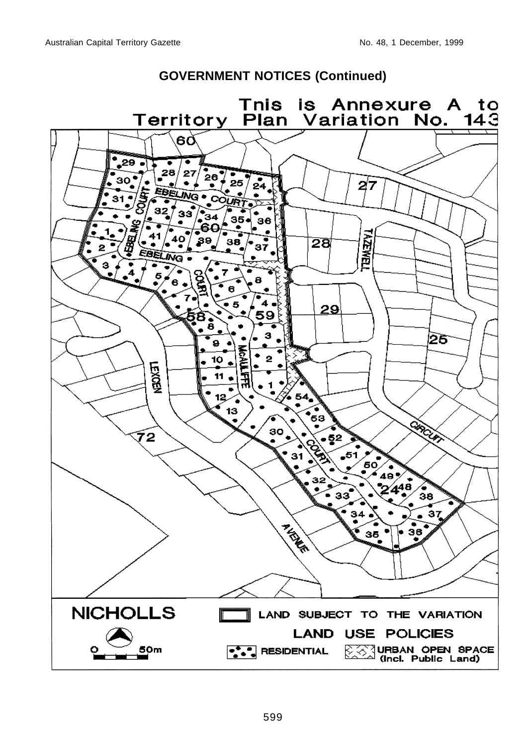## GOVERNMENT NOTICES (Continued)

**Tnis is Annexure A to Territory Plan Variation No. 143**

NICHOLLS

LAND SUBJECT TO THE VARIATION

LAND USE POLICIES

RESIDENTIAL

URBAN OPEN SPACE (Incl. Public Land)

0 50m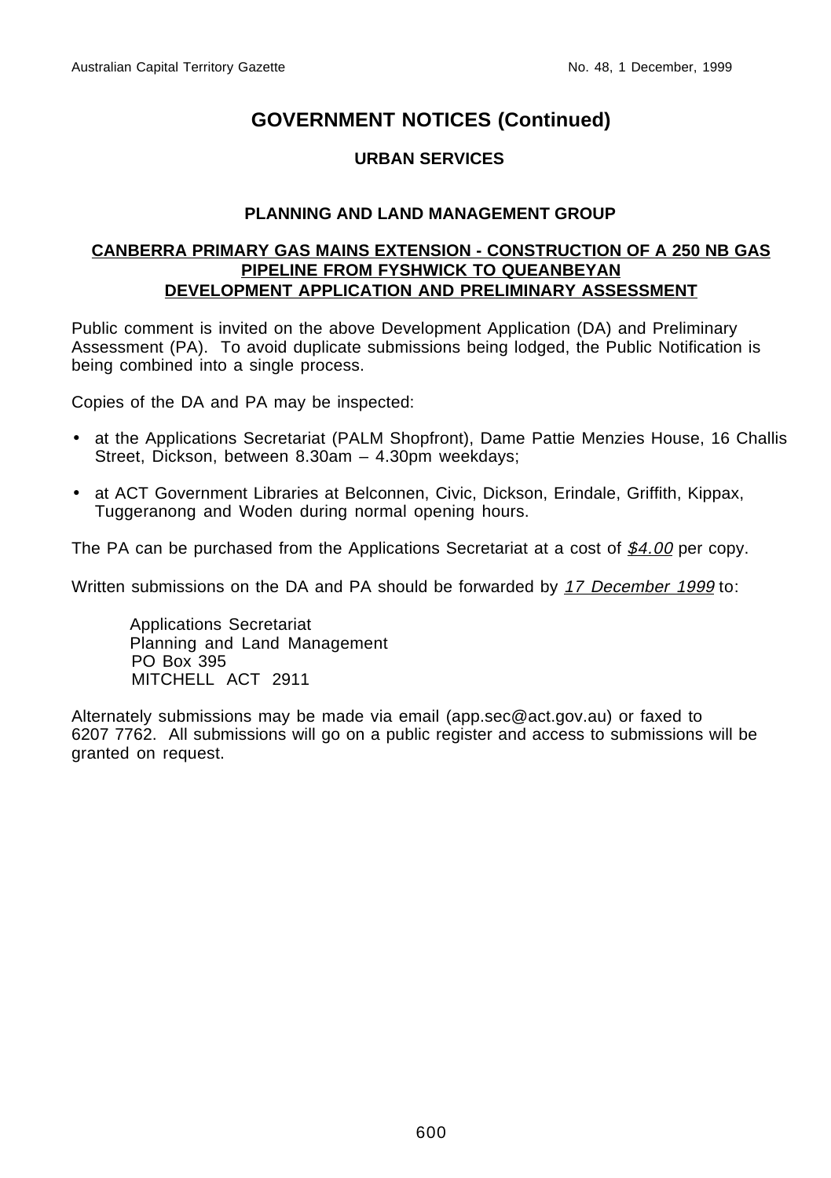# GOVERNMENT NOTICES (Continued)

## URBAN SERVICES

### PLANNING AND LAND MANAGEMENT GROUP

**CANBERRA PRIMARY GAS MAINS EXTENSION - CONSTRUCTION OF A 250 NB GAS PIPELINE FROM FYSHWICK TO QUEANBEYAN DEVELOPMENT APPLICATION AND PRELIMINARY ASSESSMENT**

Public comment is invited on the above Development Application (DA) and Preliminary Assessment (PA). To avoid duplicate submissions being lodged, the Public Notification is being combined into a single process.

Copies of the DA and PA may be inspected:

- at the Applications Secretariat (PALM Shopfront), Dame Pattie Menzies House, 16 Challis Street, Dickson, between 8.30am – 4.30pm weekdays;
- at ACT Government Libraries at Belconnen, Civic, Dickson, Erindale, Griffith, Kippax, Tuggeranong and Woden during normal opening hours.

The PA can be purchased from the Applications Secretariat at a cost of *$4.00* per copy.

Written submissions on the DA and PA should be forwarded by *17 December 1999* to:

Applications Secretariat
Planning and Land Management
PO Box 395
MITCHELL ACT 2911

Alternately submissions may be made via email (app.sec@act.gov.au) or faxed to 6207 7762. All submissions will go on a public register and access to submissions will be granted on request.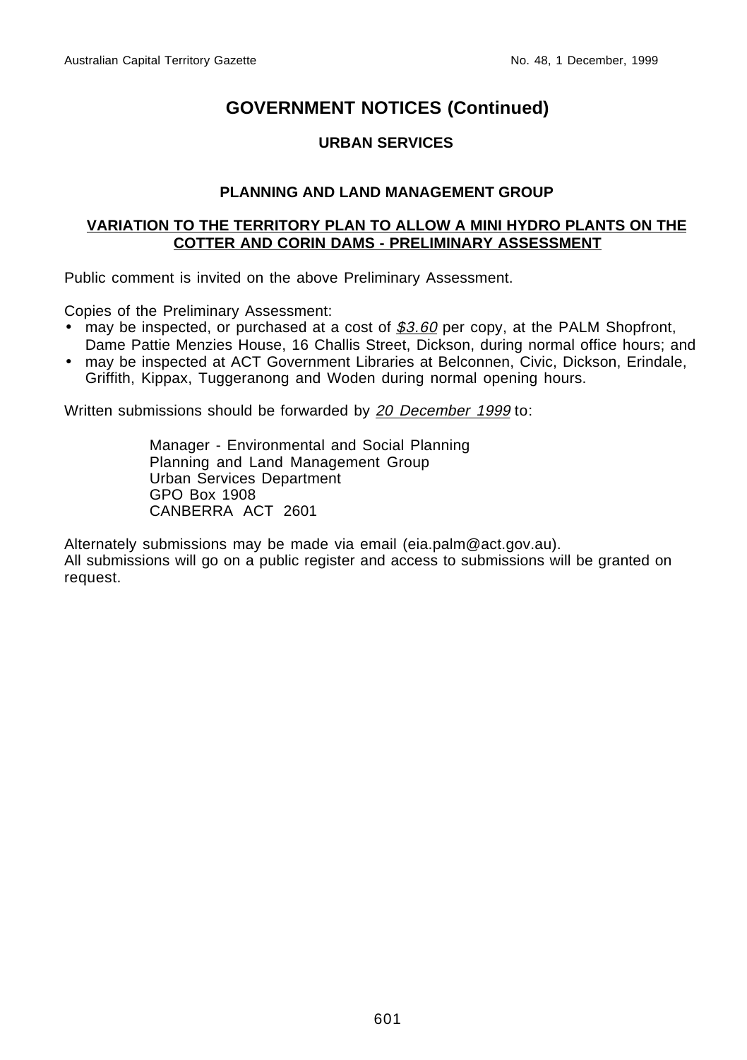# GOVERNMENT NOTICES (Continued)

## URBAN SERVICES

### PLANNING AND LAND MANAGEMENT GROUP

### VARIATION TO THE TERRITORY PLAN TO ALLOW A MINI HYDRO PLANTS ON THE COTTER AND CORIN DAMS - PRELIMINARY ASSESSMENT

Public comment is invited on the above Preliminary Assessment.

Copies of the Preliminary Assessment:

- may be inspected, or purchased at a cost of *$3.60* per copy, at the PALM Shopfront, Dame Pattie Menzies House, 16 Challis Street, Dickson, during normal office hours; and
- may be inspected at ACT Government Libraries at Belconnen, Civic, Dickson, Erindale, Griffith, Kippax, Tuggeranong and Woden during normal opening hours.

Written submissions should be forwarded by *20 December 1999* to:

Manager - Environmental and Social Planning
Planning and Land Management Group
Urban Services Department
GPO Box 1908
CANBERRA ACT 2601

Alternately submissions may be made via email (eia.palm@act.gov.au).
All submissions will go on a public register and access to submissions will be granted on request.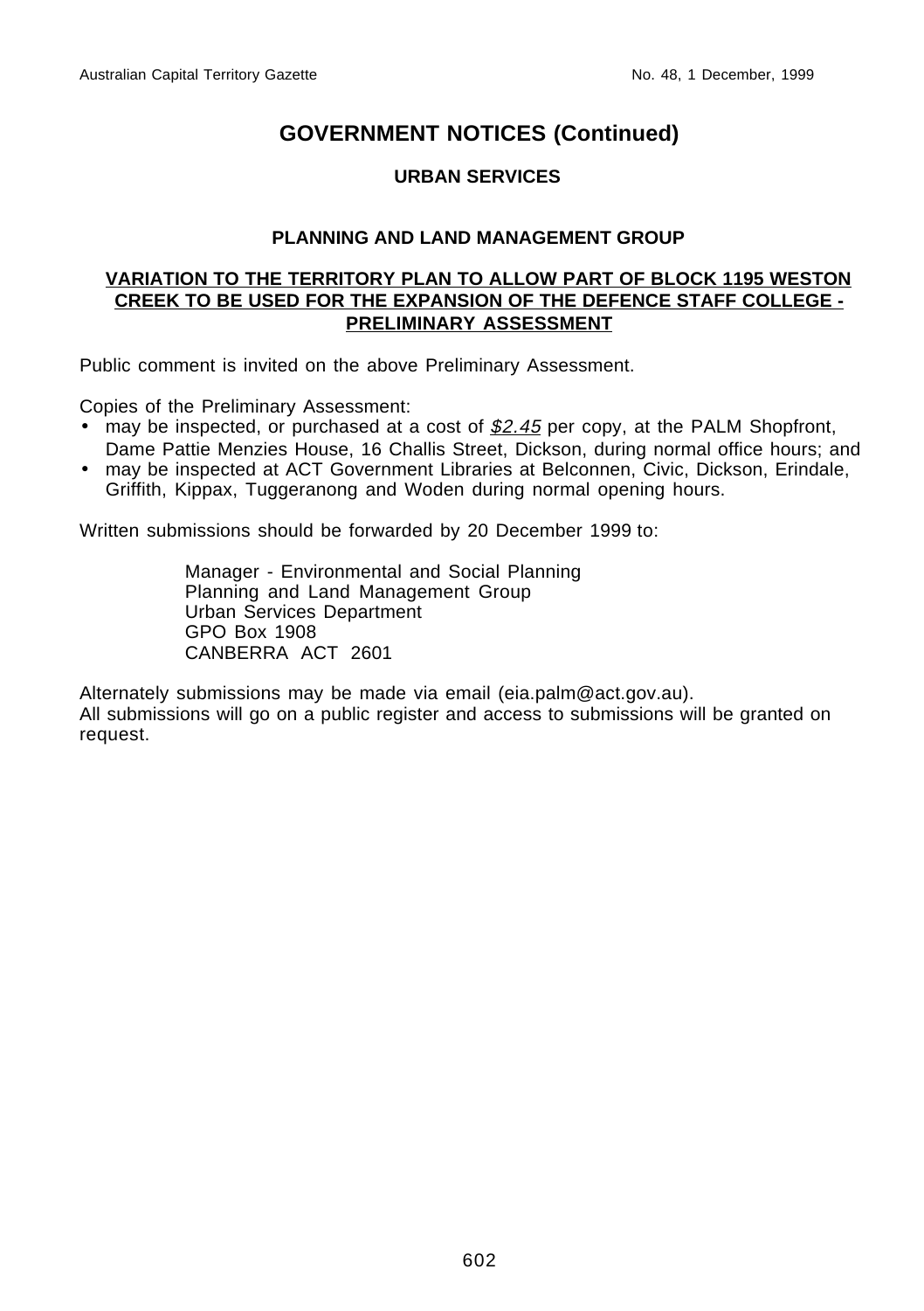# GOVERNMENT NOTICES (Continued)

## URBAN SERVICES

### PLANNING AND LAND MANAGEMENT GROUP

### VARIATION TO THE TERRITORY PLAN TO ALLOW PART OF BLOCK 1195 WESTON CREEK TO BE USED FOR THE EXPANSION OF THE DEFENCE STAFF COLLEGE - PRELIMINARY ASSESSMENT

Public comment is invited on the above Preliminary Assessment.

Copies of the Preliminary Assessment:

- may be inspected, or purchased at a cost of *$2.45* per copy, at the PALM Shopfront, Dame Pattie Menzies House, 16 Challis Street, Dickson, during normal office hours; and
- may be inspected at ACT Government Libraries at Belconnen, Civic, Dickson, Erindale, Griffith, Kippax, Tuggeranong and Woden during normal opening hours.

Written submissions should be forwarded by 20 December 1999 to:

> Manager - Environmental and Social Planning
> Planning and Land Management Group
> Urban Services Department
> GPO Box 1908
> CANBERRA ACT 2601

Alternately submissions may be made via email (eia.palm@act.gov.au).
All submissions will go on a public register and access to submissions will be granted on request.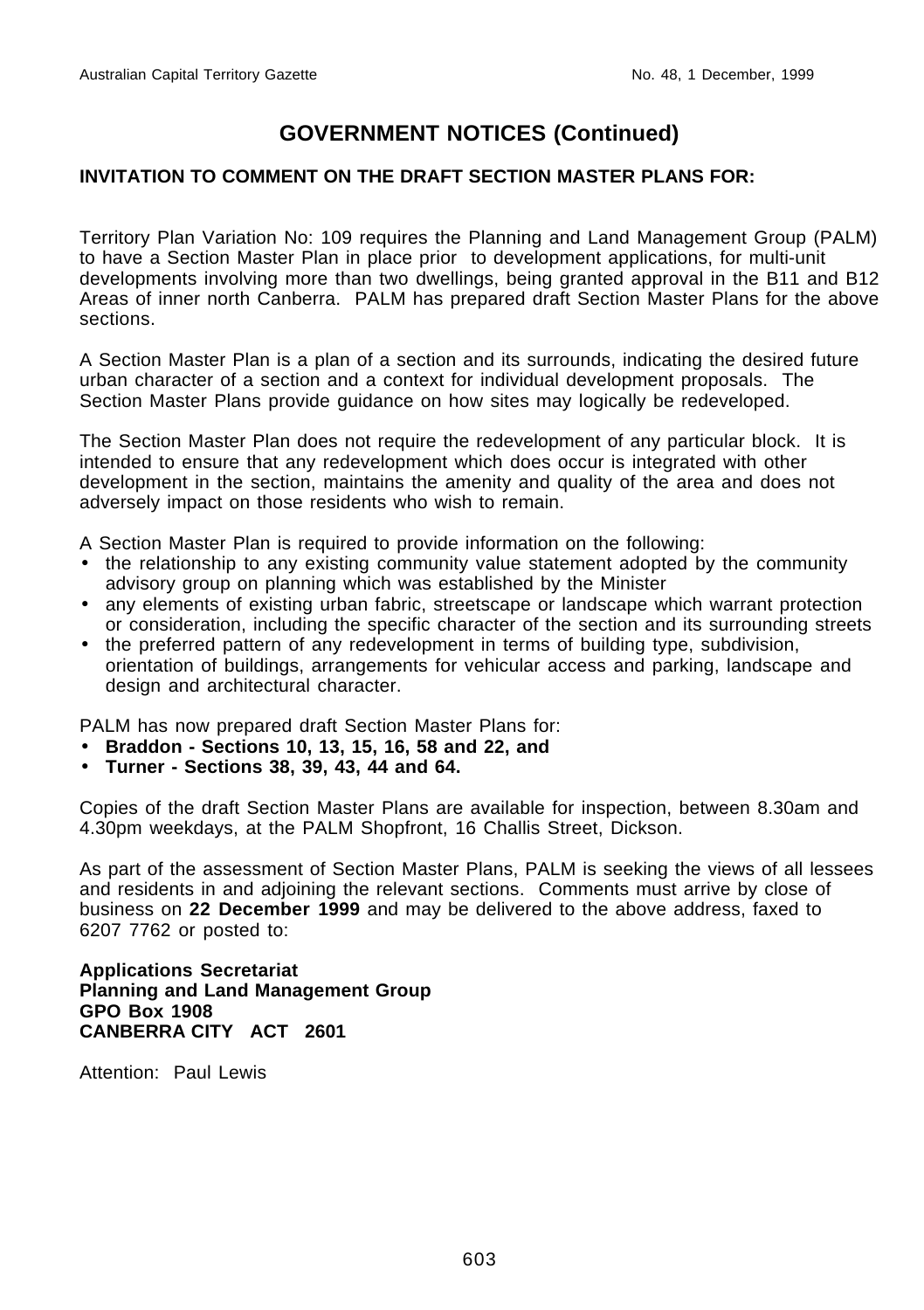## GOVERNMENT NOTICES (Continued)

**INVITATION TO COMMENT ON THE DRAFT SECTION MASTER PLANS FOR:**

Territory Plan Variation No: 109 requires the Planning and Land Management Group (PALM) to have a Section Master Plan in place prior to development applications, for multi-unit developments involving more than two dwellings, being granted approval in the B11 and B12 Areas of inner north Canberra. PALM has prepared draft Section Master Plans for the above sections.

A Section Master Plan is a plan of a section and its surrounds, indicating the desired future urban character of a section and a context for individual development proposals. The Section Master Plans provide guidance on how sites may logically be redeveloped.

The Section Master Plan does not require the redevelopment of any particular block. It is intended to ensure that any redevelopment which does occur is integrated with other development in the section, maintains the amenity and quality of the area and does not adversely impact on those residents who wish to remain.

A Section Master Plan is required to provide information on the following:

- the relationship to any existing community value statement adopted by the community advisory group on planning which was established by the Minister
- any elements of existing urban fabric, streetscape or landscape which warrant protection or consideration, including the specific character of the section and its surrounding streets
- the preferred pattern of any redevelopment in terms of building type, subdivision, orientation of buildings, arrangements for vehicular access and parking, landscape and design and architectural character.

PALM has now prepared draft Section Master Plans for:

- **Braddon - Sections 10, 13, 15, 16, 58 and 22, and**
- **Turner - Sections 38, 39, 43, 44 and 64.**

Copies of the draft Section Master Plans are available for inspection, between 8.30am and 4.30pm weekdays, at the PALM Shopfront, 16 Challis Street, Dickson.

As part of the assessment of Section Master Plans, PALM is seeking the views of all lessees and residents in and adjoining the relevant sections. Comments must arrive by close of business on **22 December 1999** and may be delivered to the above address, faxed to 6207 7762 or posted to:

**Applications Secretariat**
**Planning and Land Management Group**
**GPO Box 1908**
**CANBERRA CITY ACT 2601**

Attention: Paul Lewis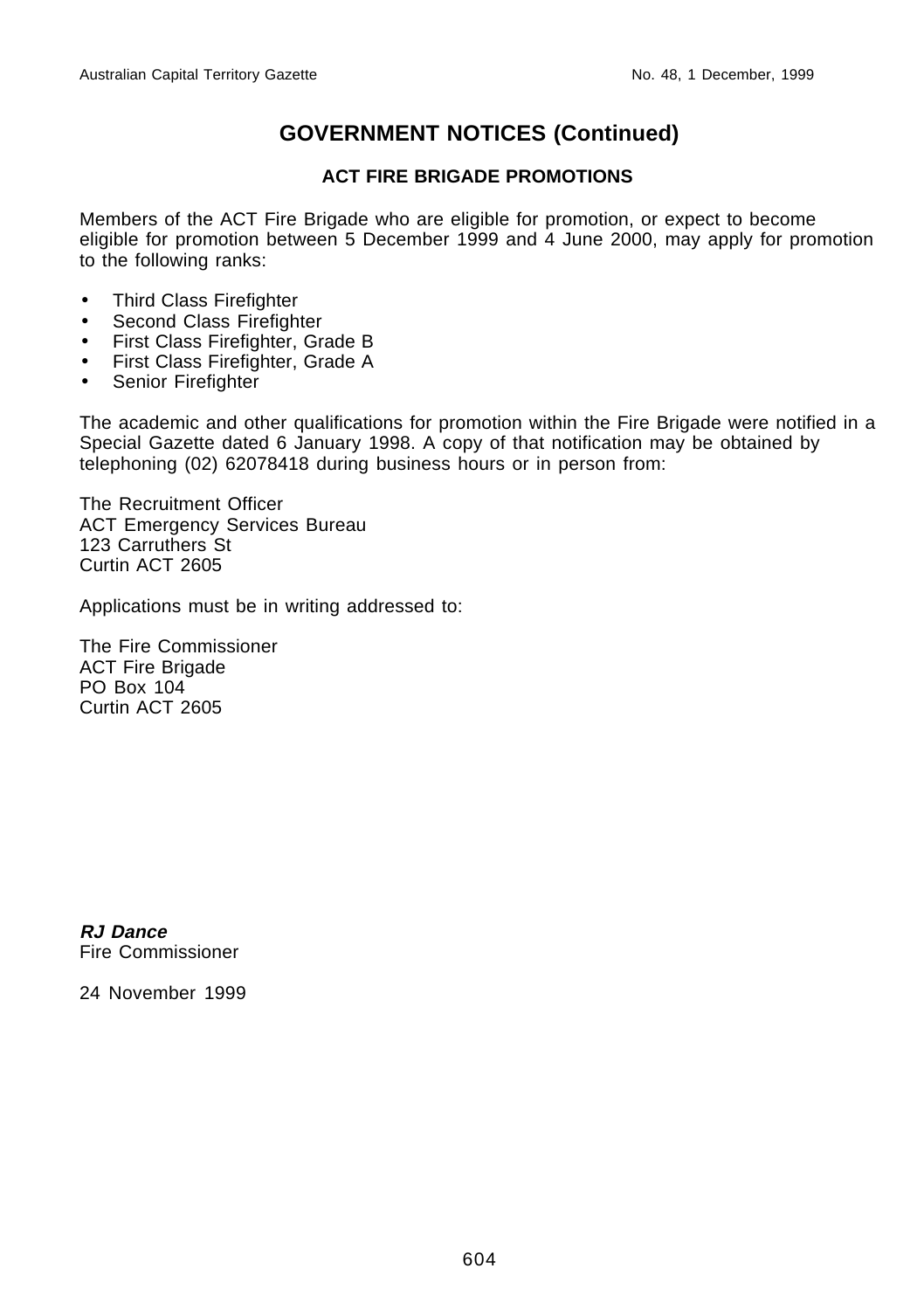# GOVERNMENT NOTICES (Continued)

## ACT FIRE BRIGADE PROMOTIONS

Members of the ACT Fire Brigade who are eligible for promotion, or expect to become eligible for promotion between 5 December 1999 and 4 June 2000, may apply for promotion to the following ranks:

- Third Class Firefighter
- Second Class Firefighter
- First Class Firefighter, Grade B
- First Class Firefighter, Grade A
- Senior Firefighter

The academic and other qualifications for promotion within the Fire Brigade were notified in a Special Gazette dated 6 January 1998. A copy of that notification may be obtained by telephoning (02) 62078418 during business hours or in person from:

The Recruitment Officer
ACT Emergency Services Bureau
123 Carruthers St
Curtin ACT 2605

Applications must be in writing addressed to:

The Fire Commissioner
ACT Fire Brigade
PO Box 104
Curtin ACT 2605

***RJ Dance***
Fire Commissioner

24 November 1999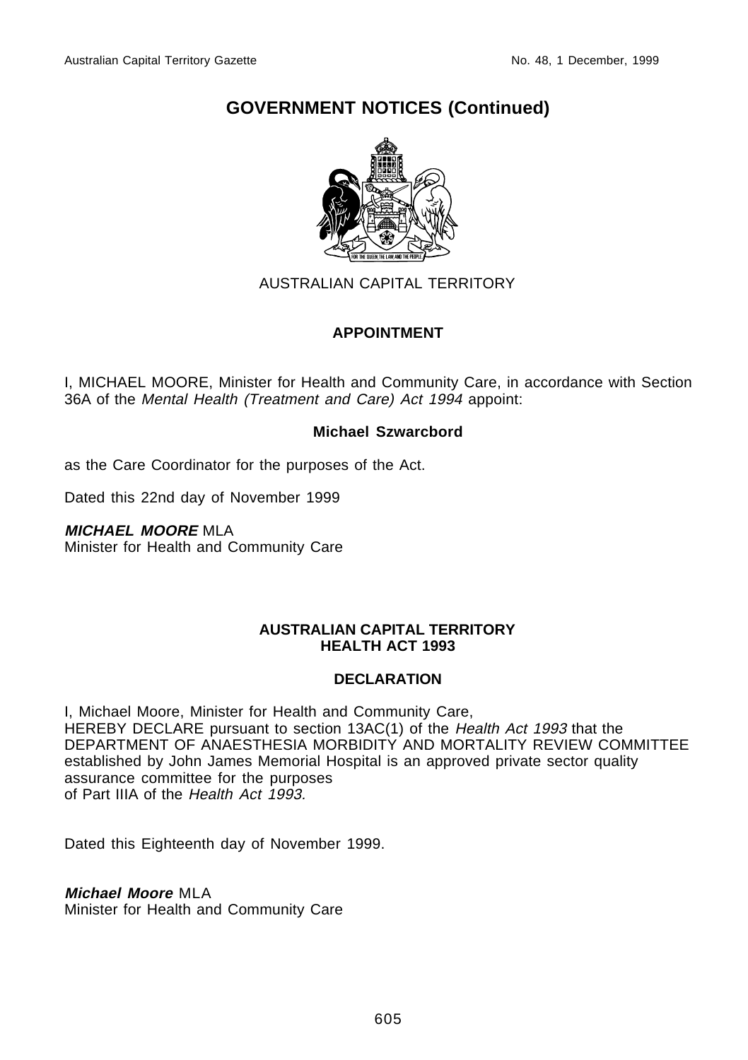# GOVERNMENT NOTICES (Continued)

AUSTRALIAN CAPITAL TERRITORY

**APPOINTMENT**

I, MICHAEL MOORE, Minister for Health and Community Care, in accordance with Section 36A of the *Mental Health (Treatment and Care) Act 1994* appoint:

**Michael Szwarcbord**

as the Care Coordinator for the purposes of the Act.

Dated this 22nd day of November 1999

***MICHAEL MOORE*** MLA
Minister for Health and Community Care

**AUSTRALIAN CAPITAL TERRITORY**
**HEALTH ACT 1993**

**DECLARATION**

I, Michael Moore, Minister for Health and Community Care,
HEREBY DECLARE pursuant to section 13AC(1) of the *Health Act 1993* that the DEPARTMENT OF ANAESTHESIA MORBIDITY AND MORTALITY REVIEW COMMITTEE established by John James Memorial Hospital is an approved private sector quality assurance committee for the purposes of Part IIIA of the *Health Act 1993.*

Dated this Eighteenth day of November 1999.

***Michael Moore*** MLA
Minister for Health and Community Care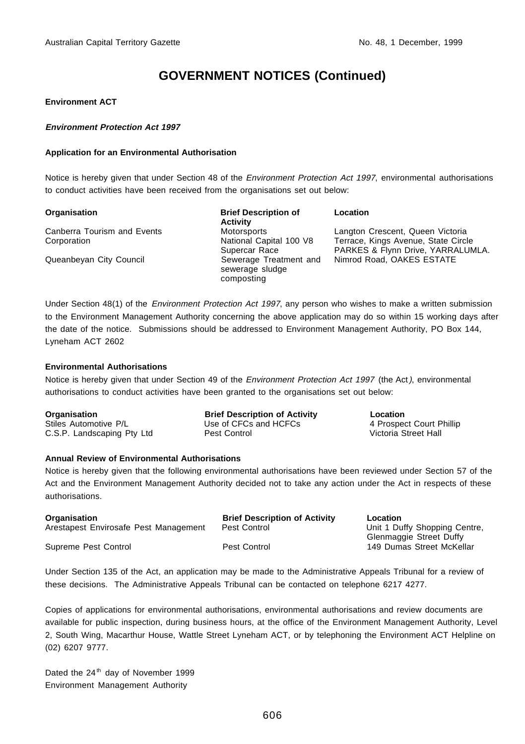# GOVERNMENT NOTICES (Continued)

**Environment ACT**

***Environment Protection Act 1997***

**Application for an Environmental Authorisation**

Notice is hereby given that under Section 48 of the *Environment Protection Act 1997*, environmental authorisations to conduct activities have been received from the organisations set out below:

| Organisation | Brief Description of Activity | Location |
| --- | --- | --- |
| Canberra Tourism and Events Corporation | Motorsports National Capital 100 V8 Supercar Race | Langton Crescent, Queen Victoria Terrace, Kings Avenue, State Circle PARKES & Flynn Drive, YARRALUMLA. |
| Queanbeyan City Council | Sewerage Treatment and sewerage sludge composting | Nimrod Road, OAKES ESTATE |

Under Section 48(1) of the *Environment Protection Act 1997*, any person who wishes to make a written submission to the Environment Management Authority concerning the above application may do so within 15 working days after the date of the notice. Submissions should be addressed to Environment Management Authority, PO Box 144, Lyneham ACT 2602

**Environmental Authorisations**

Notice is hereby given that under Section 49 of the *Environment Protection Act 1997* (the Act), environmental authorisations to conduct activities have been granted to the organisations set out below:

| Organisation | Brief Description of Activity | Location |
| --- | --- | --- |
| Stiles Automotive P/L | Use of CFCs and HCFCs | 4 Prospect Court Phillip |
| C.S.P. Landscaping Pty Ltd | Pest Control | Victoria Street Hall |

**Annual Review of Environmental Authorisations**

Notice is hereby given that the following environmental authorisations have been reviewed under Section 57 of the Act and the Environment Management Authority decided not to take any action under the Act in respects of these authorisations.

| Organisation | Brief Description of Activity | Location |
| --- | --- | --- |
| Arestapest Envirosafe Pest Management | Pest Control | Unit 1 Duffy Shopping Centre, Glenmaggie Street Duffy |
| Supreme Pest Control | Pest Control | 149 Dumas Street McKellar |

Under Section 135 of the Act, an application may be made to the Administrative Appeals Tribunal for a review of these decisions. The Administrative Appeals Tribunal can be contacted on telephone 6217 4277.

Copies of applications for environmental authorisations, environmental authorisations and review documents are available for public inspection, during business hours, at the office of the Environment Management Authority, Level 2, South Wing, Macarthur House, Wattle Street Lyneham ACT, or by telephoning the Environment ACT Helpline on (02) 6207 9777.

Dated the 24th day of November 1999
Environment Management Authority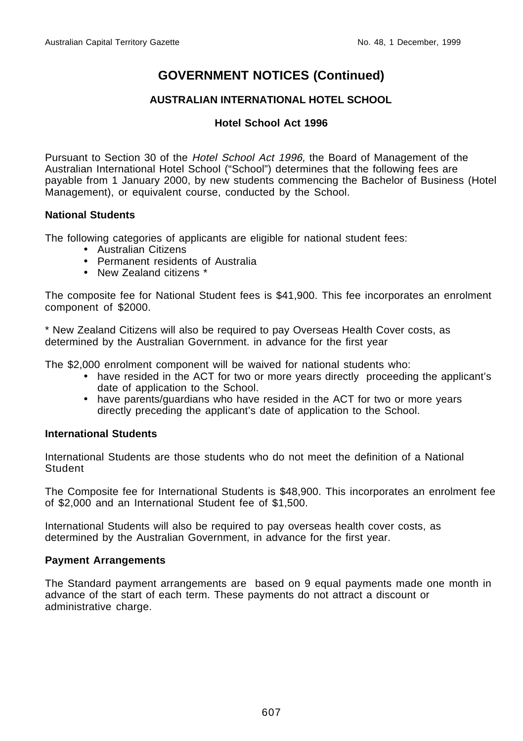# GOVERNMENT NOTICES (Continued)

## AUSTRALIAN INTERNATIONAL HOTEL SCHOOL

### Hotel School Act 1996

Pursuant to Section 30 of the *Hotel School Act 1996,* the Board of Management of the Australian International Hotel School ("School") determines that the following fees are payable from 1 January 2000, by new students commencing the Bachelor of Business (Hotel Management), or equivalent course, conducted by the School.

**National Students**

The following categories of applicants are eligible for national student fees:

- Australian Citizens
- Permanent residents of Australia
- New Zealand citizens *

The composite fee for National Student fees is $41,900. This fee incorporates an enrolment component of $2000.

* New Zealand Citizens will also be required to pay Overseas Health Cover costs, as determined by the Australian Government. in advance for the first year

The $2,000 enrolment component will be waived for national students who:

- have resided in the ACT for two or more years directly proceeding the applicant's date of application to the School.
- have parents/guardians who have resided in the ACT for two or more years directly preceding the applicant's date of application to the School.

**International Students**

International Students are those students who do not meet the definition of a National Student

The Composite fee for International Students is $48,900. This incorporates an enrolment fee of $2,000 and an International Student fee of $1,500.

International Students will also be required to pay overseas health cover costs, as determined by the Australian Government, in advance for the first year.

**Payment Arrangements**

The Standard payment arrangements are based on 9 equal payments made one month in advance of the start of each term. These payments do not attract a discount or administrative charge.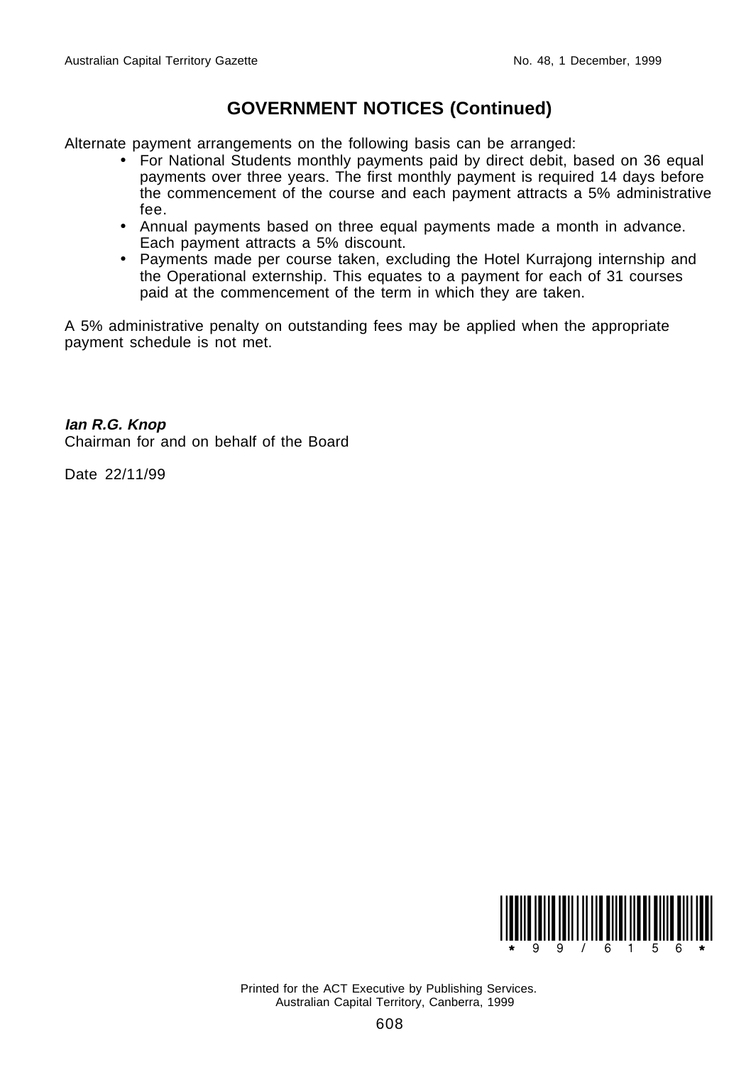## GOVERNMENT NOTICES (Continued)

Alternate payment arrangements on the following basis can be arranged:

- For National Students monthly payments paid by direct debit, based on 36 equal payments over three years. The first monthly payment is required 14 days before the commencement of the course and each payment attracts a 5% administrative fee.
- Annual payments based on three equal payments made a month in advance. Each payment attracts a 5% discount.
- Payments made per course taken, excluding the Hotel Kurrajong internship and the Operational externship. This equates to a payment for each of 31 courses paid at the commencement of the term in which they are taken.

A 5% administrative penalty on outstanding fees may be applied when the appropriate payment schedule is not met.

***Ian R.G. Knop***
Chairman for and on behalf of the Board

Date 22/11/99

*99/6156*

Printed for the ACT Executive by Publishing Services.
Australian Capital Territory, Canberra, 1999